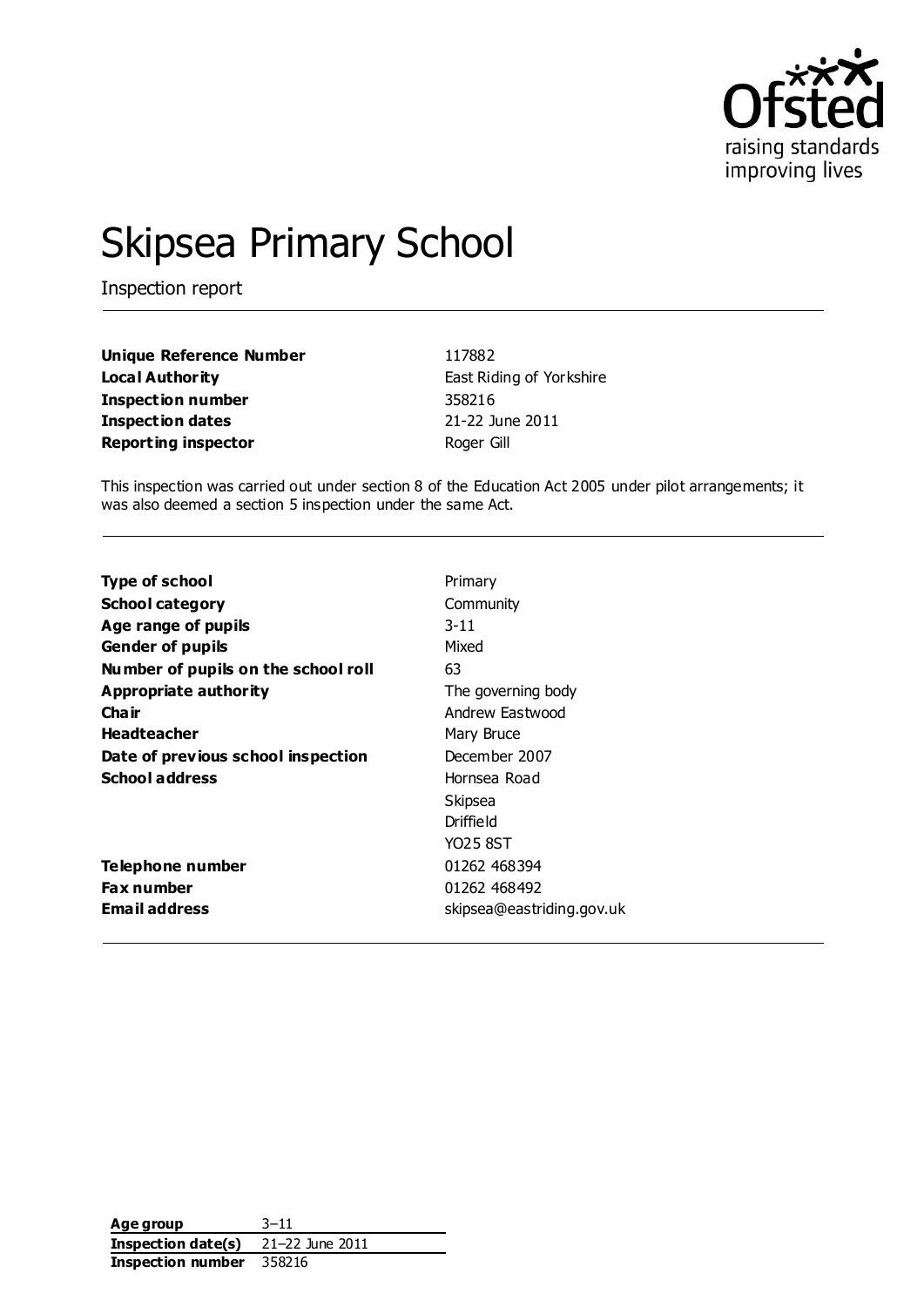# Skipsea Primary School

Inspection report

| | |
|---|---|
| **Unique Reference Number** | 117882 |
| **Local Authority** | East Riding of Yorkshire |
| **Inspection number** | 358216 |
| **Inspection dates** | 21-22 June 2011 |
| **Reporting inspector** | Roger Gill |

This inspection was carried out under section 8 of the Education Act 2005 under pilot arrangements; it was also deemed a section 5 inspection under the same Act.

| | |
|---|---|
| **Type of school** | Primary |
| **School category** | Community |
| **Age range of pupils** | 3-11 |
| **Gender of pupils** | Mixed |
| **Number of pupils on the school roll** | 63 |
| **Appropriate authority** | The governing body |
| **Chair** | Andrew Eastwood |
| **Headteacher** | Mary Bruce |
| **Date of previous school inspection** | December 2007 |
| **School address** | Hornsea Road<br>Skipsea<br>Driffield<br>YO25 8ST |
| **Telephone number** | 01262 468394 |
| **Fax number** | 01262 468492 |
| **Email address** | skipsea@eastriding.gov.uk |

| | |
|---|---|
| **Age group** | 3–11 |
| **Inspection date(s)** | 21–22 June 2011 |
| **Inspection number** | 358216 |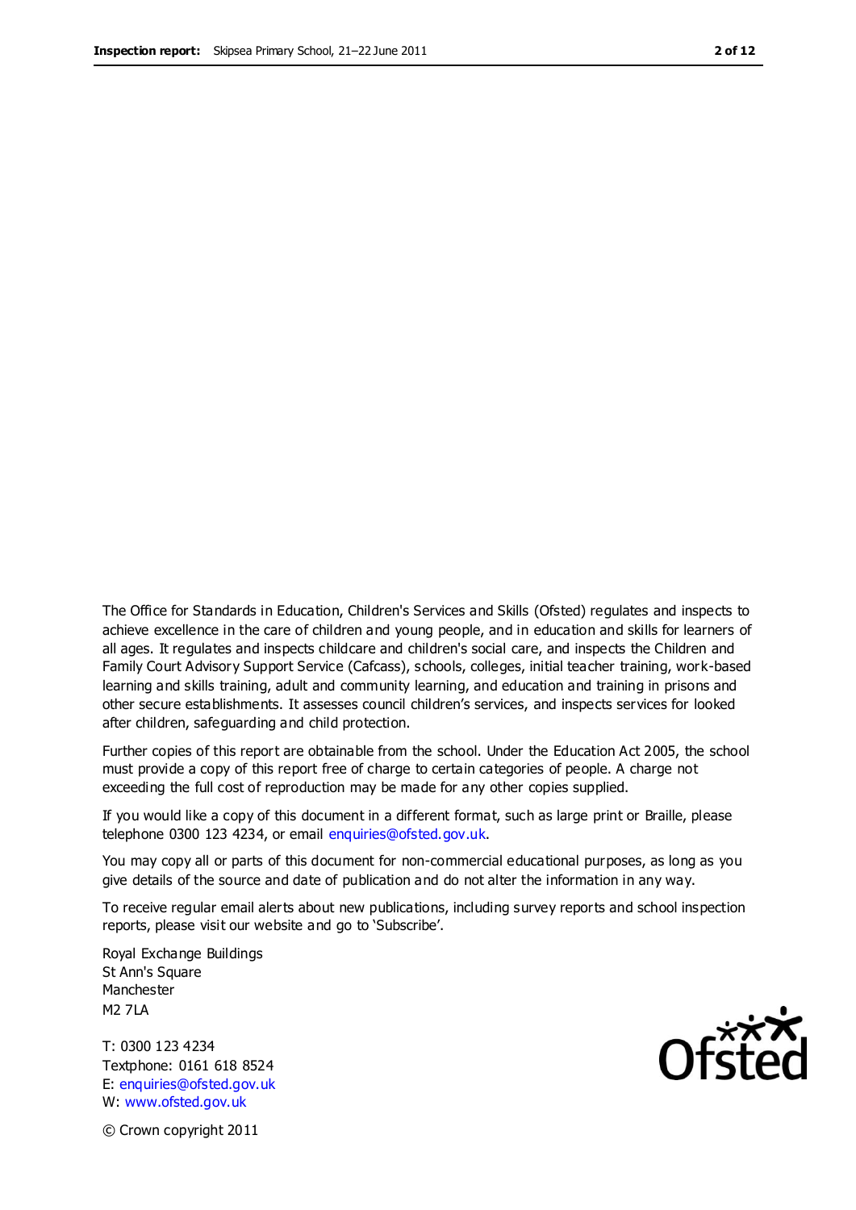The Office for Standards in Education, Children's Services and Skills (Ofsted) regulates and inspects to achieve excellence in the care of children and young people, and in education and skills for learners of all ages. It regulates and inspects childcare and children's social care, and inspects the Children and Family Court Advisory Support Service (Cafcass), schools, colleges, initial teacher training, work-based learning and skills training, adult and community learning, and education and training in prisons and other secure establishments. It assesses council children's services, and inspects services for looked after children, safeguarding and child protection.

Further copies of this report are obtainable from the school. Under the Education Act 2005, the school must provide a copy of this report free of charge to certain categories of people. A charge not exceeding the full cost of reproduction may be made for any other copies supplied.

If you would like a copy of this document in a different format, such as large print or Braille, please telephone 0300 123 4234, or email enquiries@ofsted.gov.uk.

You may copy all or parts of this document for non-commercial educational purposes, as long as you give details of the source and date of publication and do not alter the information in any way.

To receive regular email alerts about new publications, including survey reports and school inspection reports, please visit our website and go to 'Subscribe'.

Royal Exchange Buildings
St Ann's Square
Manchester
M2 7LA

T: 0300 123 4234
Textphone: 0161 618 8524
E: enquiries@ofsted.gov.uk
W: www.ofsted.gov.uk

Ofsted

© Crown copyright 2011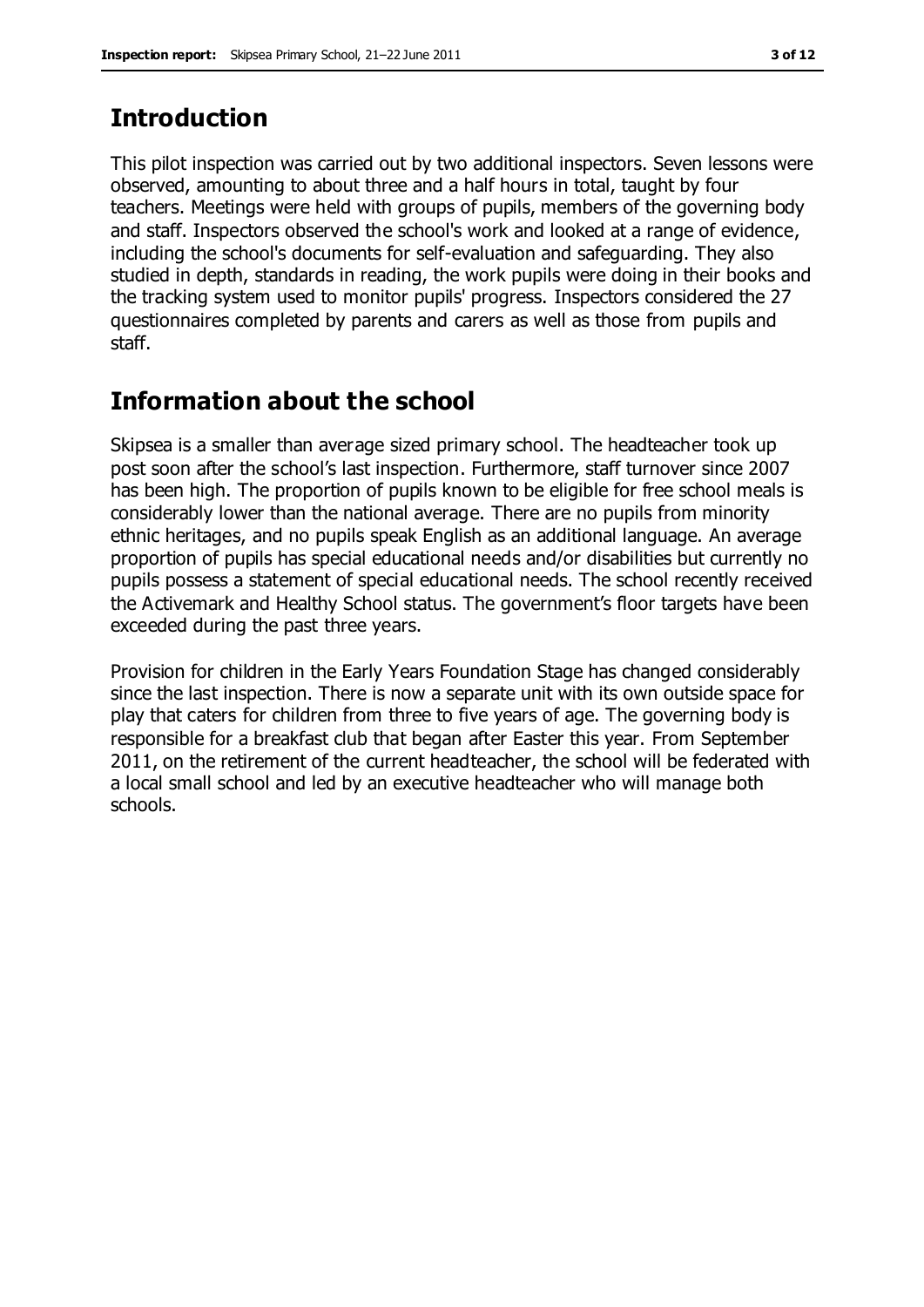## Introduction

This pilot inspection was carried out by two additional inspectors. Seven lessons were observed, amounting to about three and a half hours in total, taught by four teachers. Meetings were held with groups of pupils, members of the governing body and staff. Inspectors observed the school's work and looked at a range of evidence, including the school's documents for self-evaluation and safeguarding. They also studied in depth, standards in reading, the work pupils were doing in their books and the tracking system used to monitor pupils' progress. Inspectors considered the 27 questionnaires completed by parents and carers as well as those from pupils and staff.

## Information about the school

Skipsea is a smaller than average sized primary school. The headteacher took up post soon after the school's last inspection. Furthermore, staff turnover since 2007 has been high. The proportion of pupils known to be eligible for free school meals is considerably lower than the national average. There are no pupils from minority ethnic heritages, and no pupils speak English as an additional language. An average proportion of pupils has special educational needs and/or disabilities but currently no pupils possess a statement of special educational needs. The school recently received the Activemark and Healthy School status. The government's floor targets have been exceeded during the past three years.

Provision for children in the Early Years Foundation Stage has changed considerably since the last inspection. There is now a separate unit with its own outside space for play that caters for children from three to five years of age. The governing body is responsible for a breakfast club that began after Easter this year. From September 2011, on the retirement of the current headteacher, the school will be federated with a local small school and led by an executive headteacher who will manage both schools.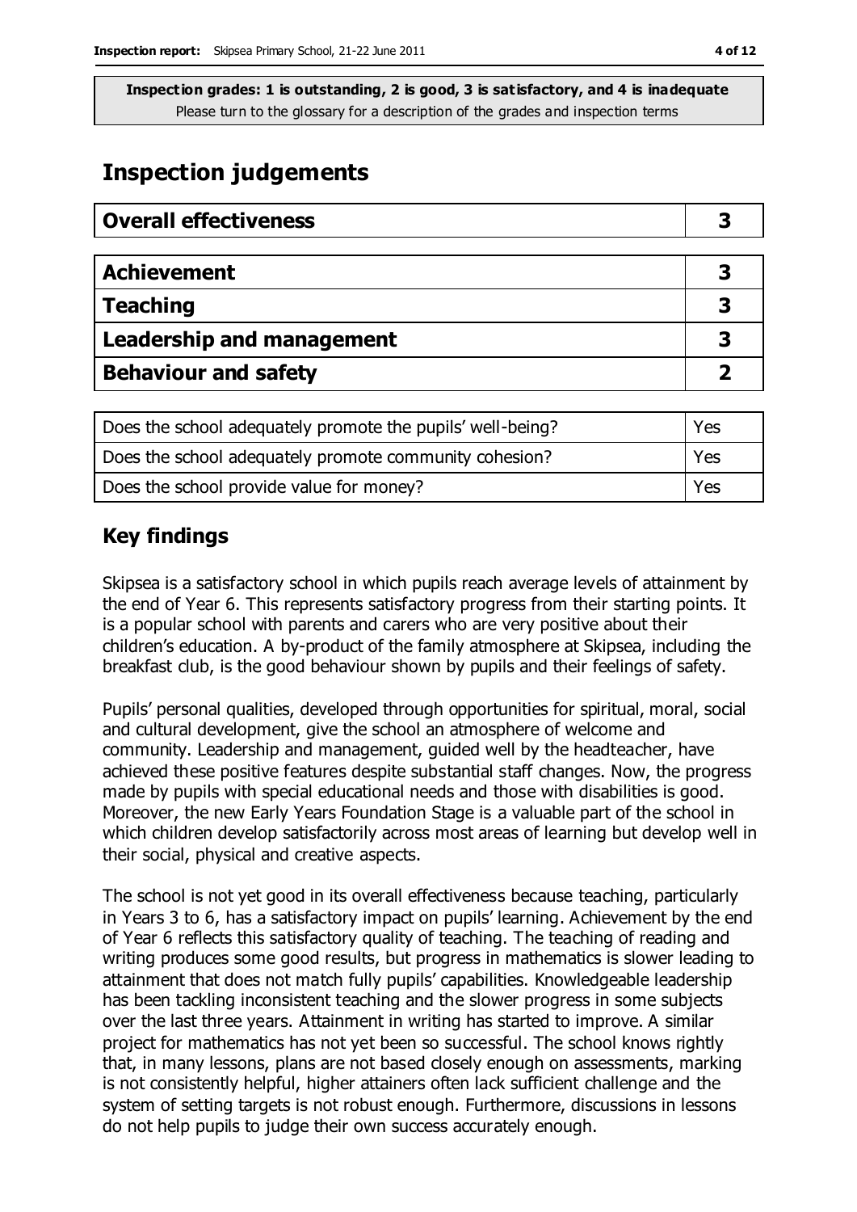**Inspection grades: 1 is outstanding, 2 is good, 3 is satisfactory, and 4 is inadequate**
Please turn to the glossary for a description of the grades and inspection terms

## Inspection judgements

| Overall effectiveness | 3 |
|---|---|

| Achievement | 3 |
|---|---|
| Teaching | 3 |
| Leadership and management | 3 |
| Behaviour and safety | 2 |

| Does the school adequately promote the pupils' well-being? | Yes |
|---|---|
| Does the school adequately promote community cohesion? | Yes |
| Does the school provide value for money? | Yes |

## Key findings

Skipsea is a satisfactory school in which pupils reach average levels of attainment by the end of Year 6. This represents satisfactory progress from their starting points. It is a popular school with parents and carers who are very positive about their children's education. A by-product of the family atmosphere at Skipsea, including the breakfast club, is the good behaviour shown by pupils and their feelings of safety.

Pupils' personal qualities, developed through opportunities for spiritual, moral, social and cultural development, give the school an atmosphere of welcome and community. Leadership and management, guided well by the headteacher, have achieved these positive features despite substantial staff changes. Now, the progress made by pupils with special educational needs and those with disabilities is good. Moreover, the new Early Years Foundation Stage is a valuable part of the school in which children develop satisfactorily across most areas of learning but develop well in their social, physical and creative aspects.

The school is not yet good in its overall effectiveness because teaching, particularly in Years 3 to 6, has a satisfactory impact on pupils' learning. Achievement by the end of Year 6 reflects this satisfactory quality of teaching. The teaching of reading and writing produces some good results, but progress in mathematics is slower leading to attainment that does not match fully pupils' capabilities. Knowledgeable leadership has been tackling inconsistent teaching and the slower progress in some subjects over the last three years. Attainment in writing has started to improve. A similar project for mathematics has not yet been so successful. The school knows rightly that, in many lessons, plans are not based closely enough on assessments, marking is not consistently helpful, higher attainers often lack sufficient challenge and the system of setting targets is not robust enough. Furthermore, discussions in lessons do not help pupils to judge their own success accurately enough.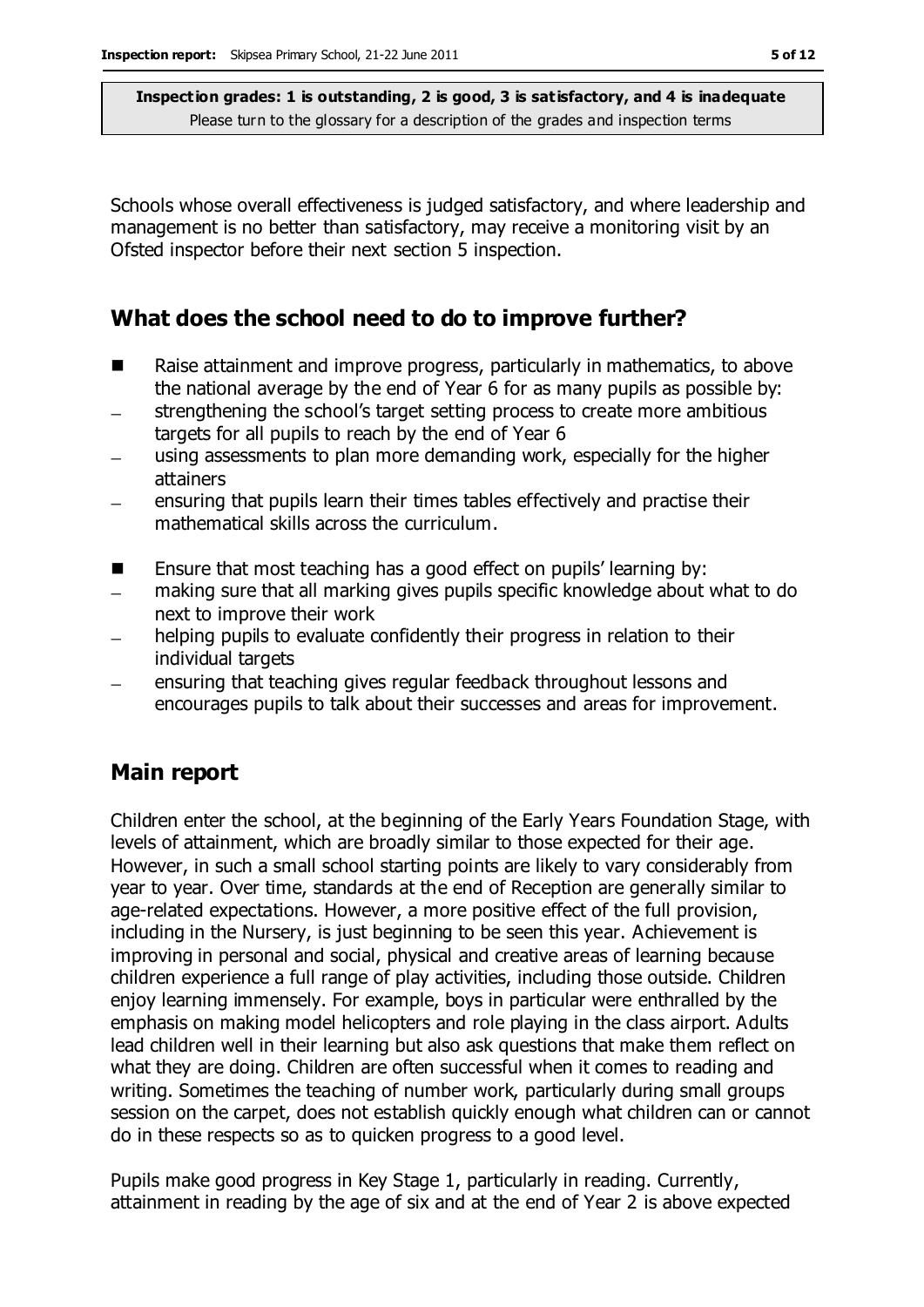Schools whose overall effectiveness is judged satisfactory, and where leadership and management is no better than satisfactory, may receive a monitoring visit by an Ofsted inspector before their next section 5 inspection.

## What does the school need to do to improve further?

- Raise attainment and improve progress, particularly in mathematics, to above the national average by the end of Year 6 for as many pupils as possible by:
  - strengthening the school's target setting process to create more ambitious targets for all pupils to reach by the end of Year 6
  - using assessments to plan more demanding work, especially for the higher attainers
  - ensuring that pupils learn their times tables effectively and practise their mathematical skills across the curriculum.
- Ensure that most teaching has a good effect on pupils' learning by:
  - making sure that all marking gives pupils specific knowledge about what to do next to improve their work
  - helping pupils to evaluate confidently their progress in relation to their individual targets
  - ensuring that teaching gives regular feedback throughout lessons and encourages pupils to talk about their successes and areas for improvement.

## Main report

Children enter the school, at the beginning of the Early Years Foundation Stage, with levels of attainment, which are broadly similar to those expected for their age. However, in such a small school starting points are likely to vary considerably from year to year. Over time, standards at the end of Reception are generally similar to age-related expectations. However, a more positive effect of the full provision, including in the Nursery, is just beginning to be seen this year. Achievement is improving in personal and social, physical and creative areas of learning because children experience a full range of play activities, including those outside. Children enjoy learning immensely. For example, boys in particular were enthralled by the emphasis on making model helicopters and role playing in the class airport. Adults lead children well in their learning but also ask questions that make them reflect on what they are doing. Children are often successful when it comes to reading and writing. Sometimes the teaching of number work, particularly during small groups session on the carpet, does not establish quickly enough what children can or cannot do in these respects so as to quicken progress to a good level.

Pupils make good progress in Key Stage 1, particularly in reading. Currently, attainment in reading by the age of six and at the end of Year 2 is above expected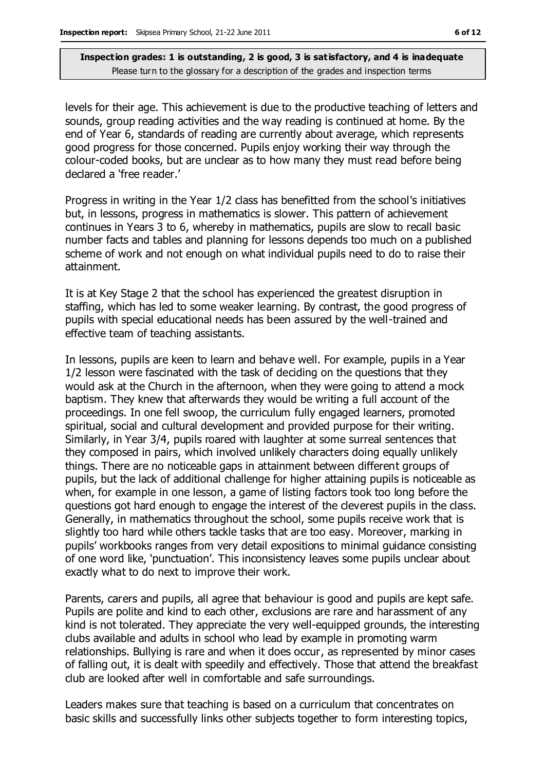**Inspection grades: 1 is outstanding, 2 is good, 3 is satisfactory, and 4 is inadequate**
Please turn to the glossary for a description of the grades and inspection terms

levels for their age. This achievement is due to the productive teaching of letters and sounds, group reading activities and the way reading is continued at home. By the end of Year 6, standards of reading are currently about average, which represents good progress for those concerned. Pupils enjoy working their way through the colour-coded books, but are unclear as to how many they must read before being declared a 'free reader.'

Progress in writing in the Year 1/2 class has benefitted from the school's initiatives but, in lessons, progress in mathematics is slower. This pattern of achievement continues in Years 3 to 6, whereby in mathematics, pupils are slow to recall basic number facts and tables and planning for lessons depends too much on a published scheme of work and not enough on what individual pupils need to do to raise their attainment.

It is at Key Stage 2 that the school has experienced the greatest disruption in staffing, which has led to some weaker learning. By contrast, the good progress of pupils with special educational needs has been assured by the well-trained and effective team of teaching assistants.

In lessons, pupils are keen to learn and behave well. For example, pupils in a Year 1/2 lesson were fascinated with the task of deciding on the questions that they would ask at the Church in the afternoon, when they were going to attend a mock baptism. They knew that afterwards they would be writing a full account of the proceedings. In one fell swoop, the curriculum fully engaged learners, promoted spiritual, social and cultural development and provided purpose for their writing. Similarly, in Year 3/4, pupils roared with laughter at some surreal sentences that they composed in pairs, which involved unlikely characters doing equally unlikely things. There are no noticeable gaps in attainment between different groups of pupils, but the lack of additional challenge for higher attaining pupils is noticeable as when, for example in one lesson, a game of listing factors took too long before the questions got hard enough to engage the interest of the cleverest pupils in the class. Generally, in mathematics throughout the school, some pupils receive work that is slightly too hard while others tackle tasks that are too easy. Moreover, marking in pupils' workbooks ranges from very detail expositions to minimal guidance consisting of one word like, 'punctuation'. This inconsistency leaves some pupils unclear about exactly what to do next to improve their work.

Parents, carers and pupils, all agree that behaviour is good and pupils are kept safe. Pupils are polite and kind to each other, exclusions are rare and harassment of any kind is not tolerated. They appreciate the very well-equipped grounds, the interesting clubs available and adults in school who lead by example in promoting warm relationships. Bullying is rare and when it does occur, as represented by minor cases of falling out, it is dealt with speedily and effectively. Those that attend the breakfast club are looked after well in comfortable and safe surroundings.

Leaders makes sure that teaching is based on a curriculum that concentrates on basic skills and successfully links other subjects together to form interesting topics,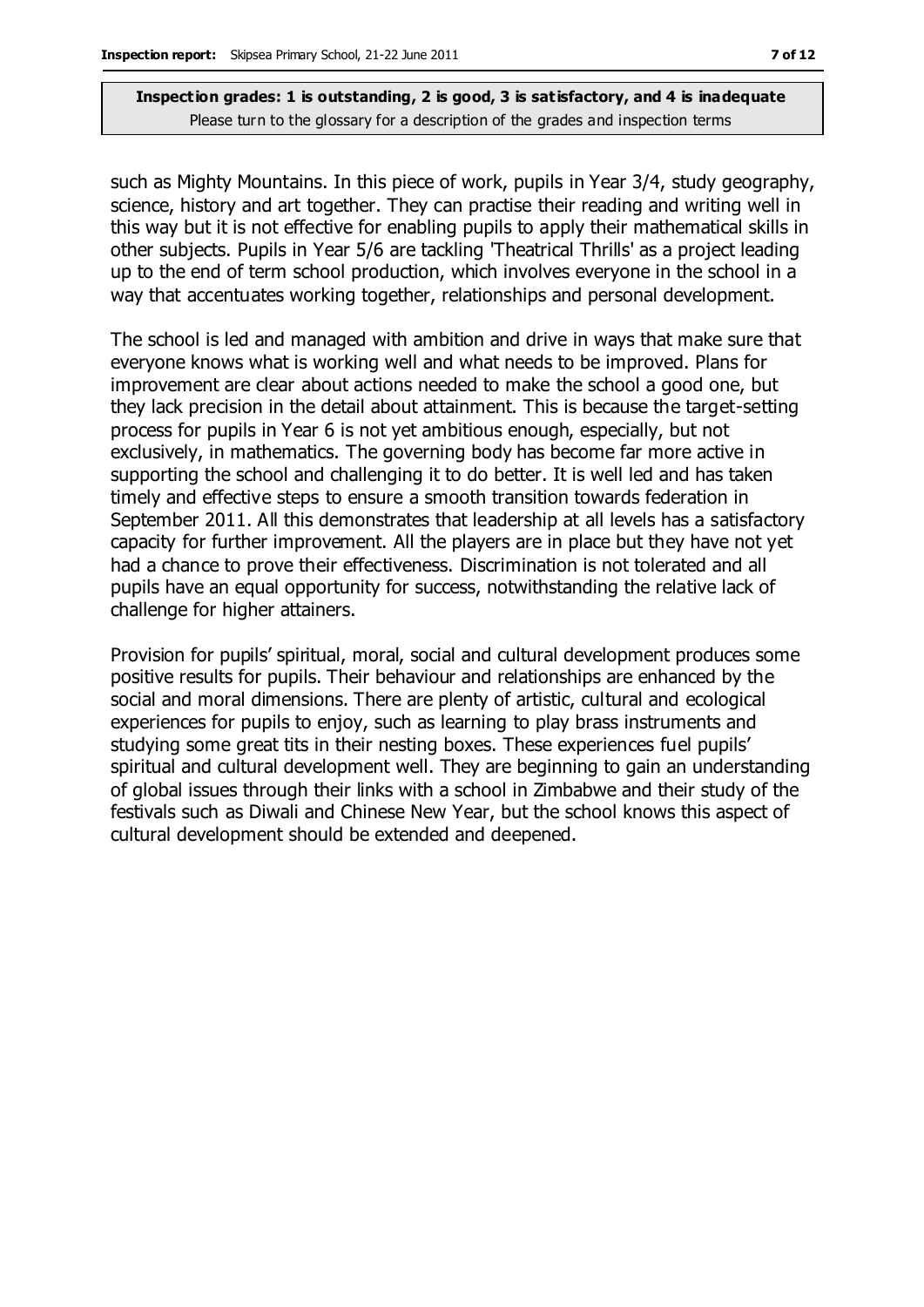**Inspection grades: 1 is outstanding, 2 is good, 3 is satisfactory, and 4 is inadequate**
Please turn to the glossary for a description of the grades and inspection terms

such as Mighty Mountains. In this piece of work, pupils in Year 3/4, study geography, science, history and art together. They can practise their reading and writing well in this way but it is not effective for enabling pupils to apply their mathematical skills in other subjects. Pupils in Year 5/6 are tackling 'Theatrical Thrills' as a project leading up to the end of term school production, which involves everyone in the school in a way that accentuates working together, relationships and personal development.

The school is led and managed with ambition and drive in ways that make sure that everyone knows what is working well and what needs to be improved. Plans for improvement are clear about actions needed to make the school a good one, but they lack precision in the detail about attainment. This is because the target-setting process for pupils in Year 6 is not yet ambitious enough, especially, but not exclusively, in mathematics. The governing body has become far more active in supporting the school and challenging it to do better. It is well led and has taken timely and effective steps to ensure a smooth transition towards federation in September 2011. All this demonstrates that leadership at all levels has a satisfactory capacity for further improvement. All the players are in place but they have not yet had a chance to prove their effectiveness. Discrimination is not tolerated and all pupils have an equal opportunity for success, notwithstanding the relative lack of challenge for higher attainers.

Provision for pupils' spiritual, moral, social and cultural development produces some positive results for pupils. Their behaviour and relationships are enhanced by the social and moral dimensions. There are plenty of artistic, cultural and ecological experiences for pupils to enjoy, such as learning to play brass instruments and studying some great tits in their nesting boxes. These experiences fuel pupils' spiritual and cultural development well. They are beginning to gain an understanding of global issues through their links with a school in Zimbabwe and their study of the festivals such as Diwali and Chinese New Year, but the school knows this aspect of cultural development should be extended and deepened.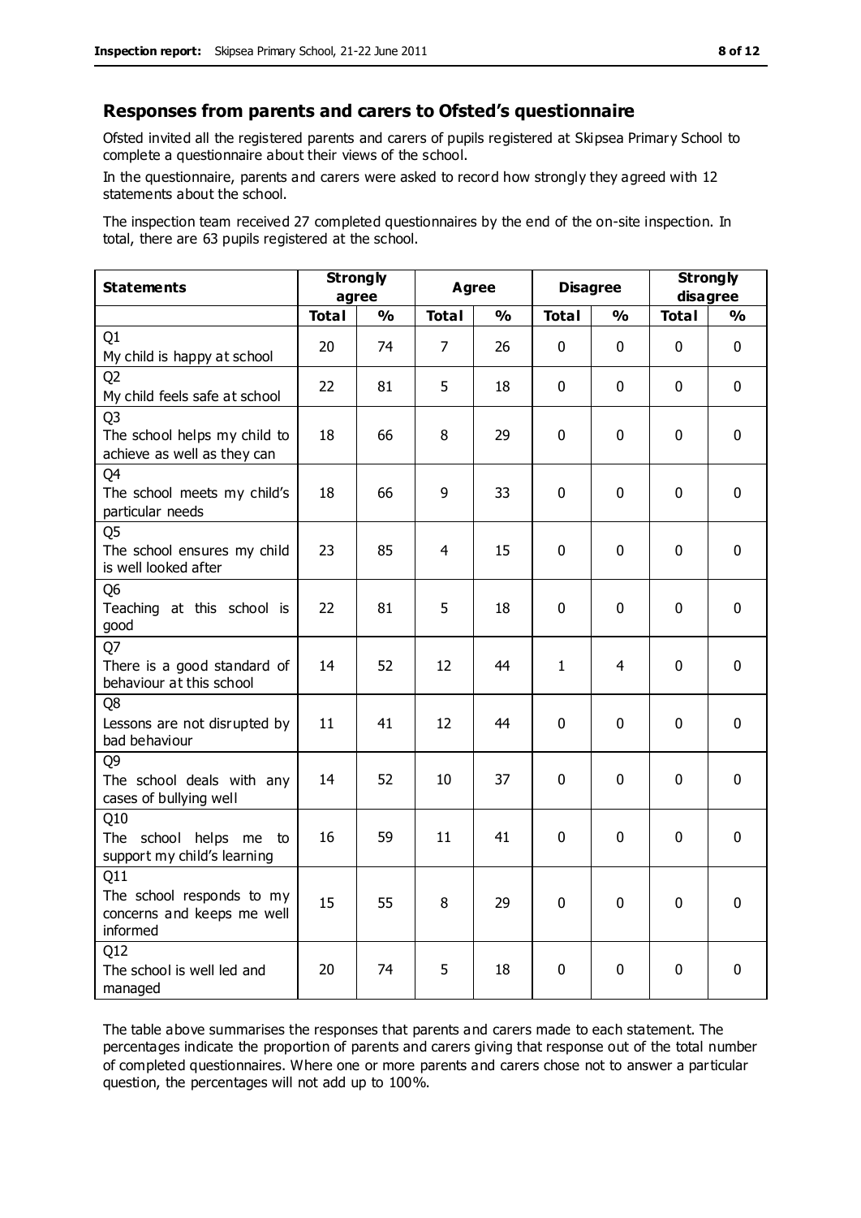## Responses from parents and carers to Ofsted's questionnaire

Ofsted invited all the registered parents and carers of pupils registered at Skipsea Primary School to complete a questionnaire about their views of the school.

In the questionnaire, parents and carers were asked to record how strongly they agreed with 12 statements about the school.

The inspection team received 27 completed questionnaires by the end of the on-site inspection. In total, there are 63 pupils registered at the school.

| Statements | Strongly agree | | Agree | | Disagree | | Strongly disagree | |
|---|---|---|---|---|---|---|---|---|
| | Total | % | Total | % | Total | % | Total | % |
| Q1 My child is happy at school | 20 | 74 | 7 | 26 | 0 | 0 | 0 | 0 |
| Q2 My child feels safe at school | 22 | 81 | 5 | 18 | 0 | 0 | 0 | 0 |
| Q3 The school helps my child to achieve as well as they can | 18 | 66 | 8 | 29 | 0 | 0 | 0 | 0 |
| Q4 The school meets my child's particular needs | 18 | 66 | 9 | 33 | 0 | 0 | 0 | 0 |
| Q5 The school ensures my child is well looked after | 23 | 85 | 4 | 15 | 0 | 0 | 0 | 0 |
| Q6 Teaching at this school is good | 22 | 81 | 5 | 18 | 0 | 0 | 0 | 0 |
| Q7 There is a good standard of behaviour at this school | 14 | 52 | 12 | 44 | 1 | 4 | 0 | 0 |
| Q8 Lessons are not disrupted by bad behaviour | 11 | 41 | 12 | 44 | 0 | 0 | 0 | 0 |
| Q9 The school deals with any cases of bullying well | 14 | 52 | 10 | 37 | 0 | 0 | 0 | 0 |
| Q10 The school helps me to support my child's learning | 16 | 59 | 11 | 41 | 0 | 0 | 0 | 0 |
| Q11 The school responds to my concerns and keeps me well informed | 15 | 55 | 8 | 29 | 0 | 0 | 0 | 0 |
| Q12 The school is well led and managed | 20 | 74 | 5 | 18 | 0 | 0 | 0 | 0 |

The table above summarises the responses that parents and carers made to each statement. The percentages indicate the proportion of parents and carers giving that response out of the total number of completed questionnaires. Where one or more parents and carers chose not to answer a particular question, the percentages will not add up to 100%.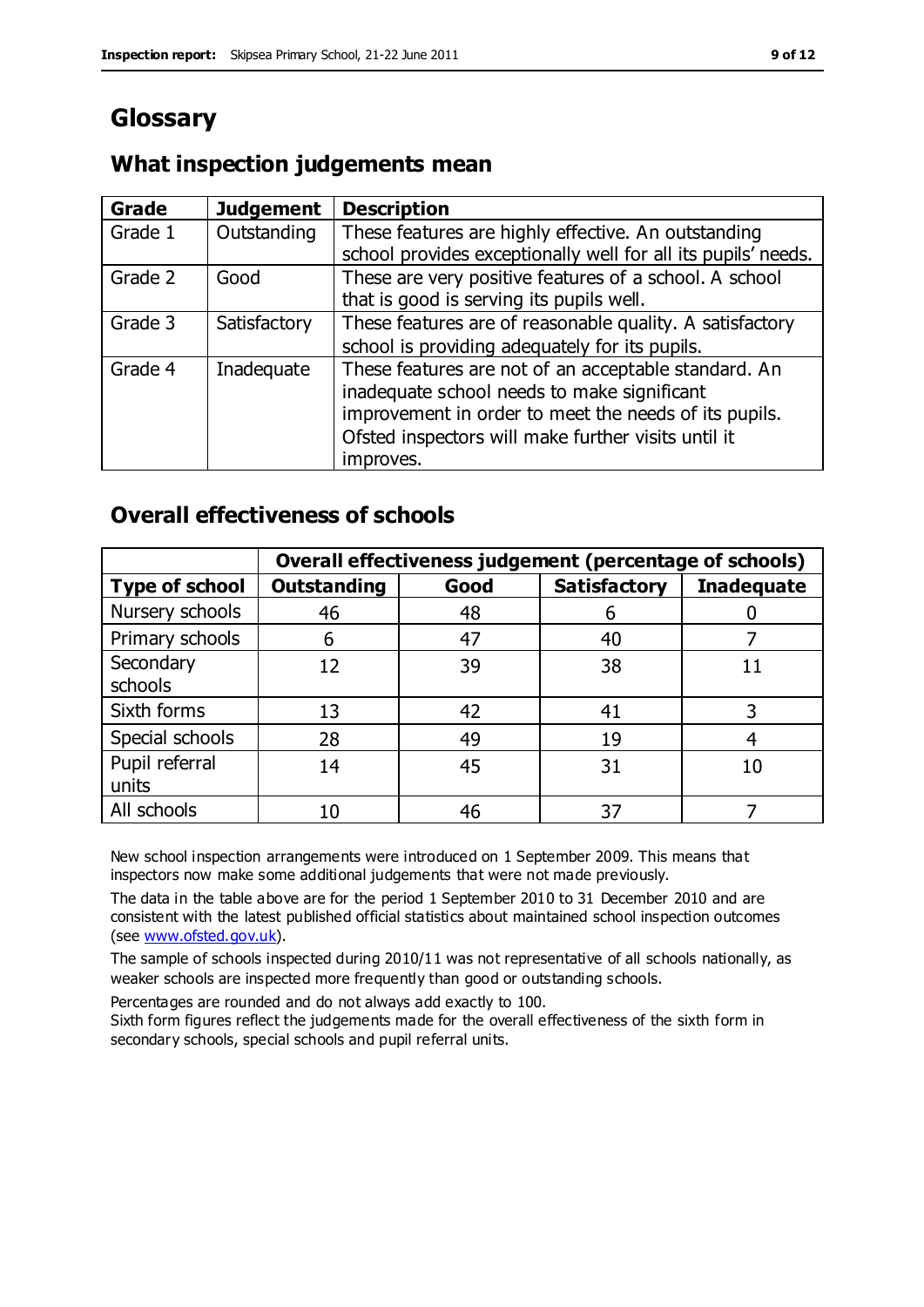# Glossary

## What inspection judgements mean

| Grade | Judgement | Description |
|---|---|---|
| Grade 1 | Outstanding | These features are highly effective. An outstanding school provides exceptionally well for all its pupils' needs. |
| Grade 2 | Good | These are very positive features of a school. A school that is good is serving its pupils well. |
| Grade 3 | Satisfactory | These features are of reasonable quality. A satisfactory school is providing adequately for its pupils. |
| Grade 4 | Inadequate | These features are not of an acceptable standard. An inadequate school needs to make significant improvement in order to meet the needs of its pupils. Ofsted inspectors will make further visits until it improves. |

## Overall effectiveness of schools

| | Overall effectiveness judgement (percentage of schools) | | | |
|---|---|---|---|---|
| **Type of school** | **Outstanding** | **Good** | **Satisfactory** | **Inadequate** |
| Nursery schools | 46 | 48 | 6 | 0 |
| Primary schools | 6 | 47 | 40 | 7 |
| Secondary schools | 12 | 39 | 38 | 11 |
| Sixth forms | 13 | 42 | 41 | 3 |
| Special schools | 28 | 49 | 19 | 4 |
| Pupil referral units | 14 | 45 | 31 | 10 |
| All schools | 10 | 46 | 37 | 7 |

New school inspection arrangements were introduced on 1 September 2009. This means that inspectors now make some additional judgements that were not made previously.

The data in the table above are for the period 1 September 2010 to 31 December 2010 and are consistent with the latest published official statistics about maintained school inspection outcomes (see www.ofsted.gov.uk).

The sample of schools inspected during 2010/11 was not representative of all schools nationally, as weaker schools are inspected more frequently than good or outstanding schools.

Percentages are rounded and do not always add exactly to 100.

Sixth form figures reflect the judgements made for the overall effectiveness of the sixth form in secondary schools, special schools and pupil referral units.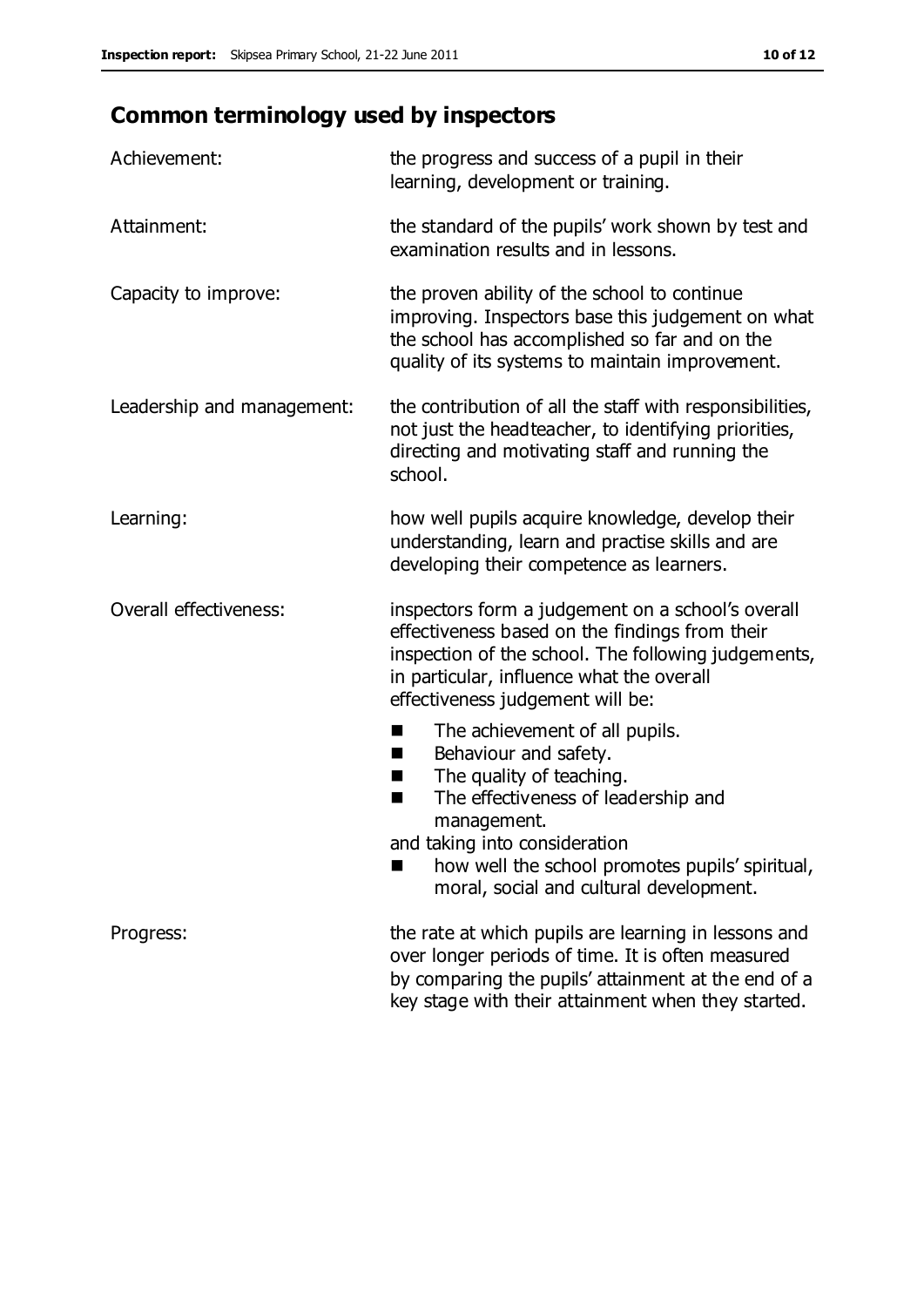## Common terminology used by inspectors

| | |
|---|---|
| Achievement: | the progress and success of a pupil in their learning, development or training. |
| Attainment: | the standard of the pupils' work shown by test and examination results and in lessons. |
| Capacity to improve: | the proven ability of the school to continue improving. Inspectors base this judgement on what the school has accomplished so far and on the quality of its systems to maintain improvement. |
| Leadership and management: | the contribution of all the staff with responsibilities, not just the headteacher, to identifying priorities, directing and motivating staff and running the school. |
| Learning: | how well pupils acquire knowledge, develop their understanding, learn and practise skills and are developing their competence as learners. |
| Overall effectiveness: | inspectors form a judgement on a school's overall effectiveness based on the findings from their inspection of the school. The following judgements, in particular, influence what the overall effectiveness judgement will be:<br>■ The achievement of all pupils.<br>■ Behaviour and safety.<br>■ The quality of teaching.<br>■ The effectiveness of leadership and management.<br>and taking into consideration<br>■ how well the school promotes pupils' spiritual, moral, social and cultural development. |
| Progress: | the rate at which pupils are learning in lessons and over longer periods of time. It is often measured by comparing the pupils' attainment at the end of a key stage with their attainment when they started. |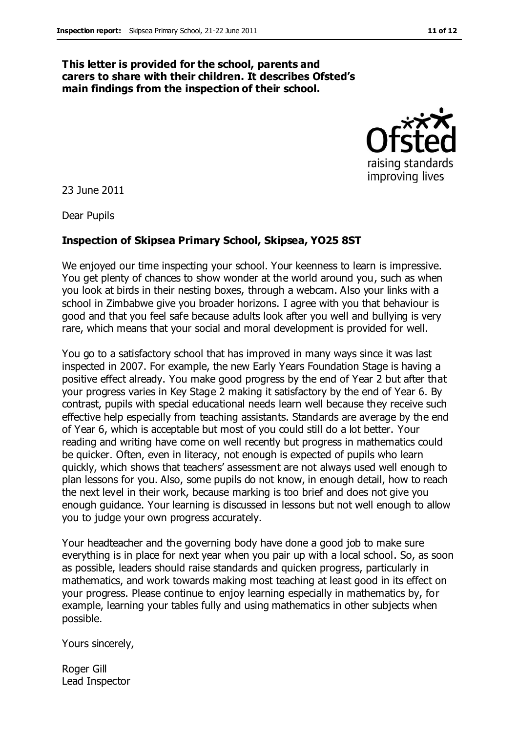**This letter is provided for the school, parents and carers to share with their children. It describes Ofsted's main findings from the inspection of their school.**

23 June 2011

Dear Pupils

**Inspection of Skipsea Primary School, Skipsea, YO25 8ST**

We enjoyed our time inspecting your school. Your keenness to learn is impressive. You get plenty of chances to show wonder at the world around you, such as when you look at birds in their nesting boxes, through a webcam. Also your links with a school in Zimbabwe give you broader horizons. I agree with you that behaviour is good and that you feel safe because adults look after you well and bullying is very rare, which means that your social and moral development is provided for well.

You go to a satisfactory school that has improved in many ways since it was last inspected in 2007. For example, the new Early Years Foundation Stage is having a positive effect already. You make good progress by the end of Year 2 but after that your progress varies in Key Stage 2 making it satisfactory by the end of Year 6. By contrast, pupils with special educational needs learn well because they receive such effective help especially from teaching assistants. Standards are average by the end of Year 6, which is acceptable but most of you could still do a lot better. Your reading and writing have come on well recently but progress in mathematics could be quicker. Often, even in literacy, not enough is expected of pupils who learn quickly, which shows that teachers' assessment are not always used well enough to plan lessons for you. Also, some pupils do not know, in enough detail, how to reach the next level in their work, because marking is too brief and does not give you enough guidance. Your learning is discussed in lessons but not well enough to allow you to judge your own progress accurately.

Your headteacher and the governing body have done a good job to make sure everything is in place for next year when you pair up with a local school. So, as soon as possible, leaders should raise standards and quicken progress, particularly in mathematics, and work towards making most teaching at least good in its effect on your progress. Please continue to enjoy learning especially in mathematics by, for example, learning your tables fully and using mathematics in other subjects when possible.

Yours sincerely,

Roger Gill
Lead Inspector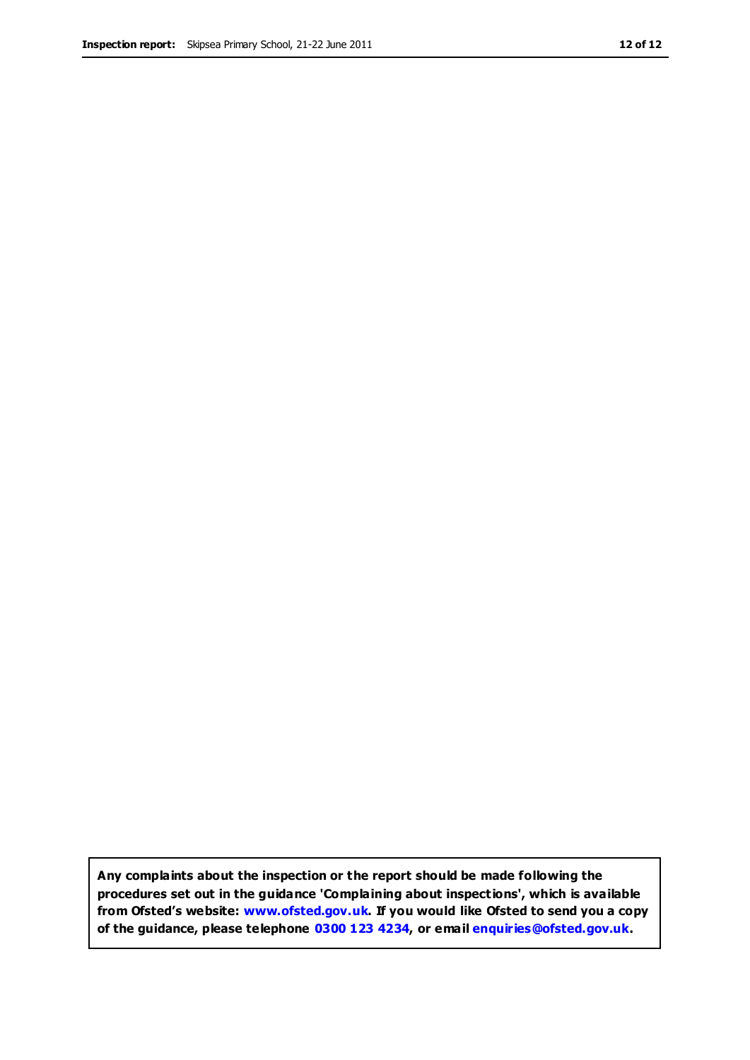**Any complaints about the inspection or the report should be made following the procedures set out in the guidance 'Complaining about inspections', which is available from Ofsted's website: www.ofsted.gov.uk. If you would like Ofsted to send you a copy of the guidance, please telephone 0300 123 4234, or email enquiries@ofsted.gov.uk.**